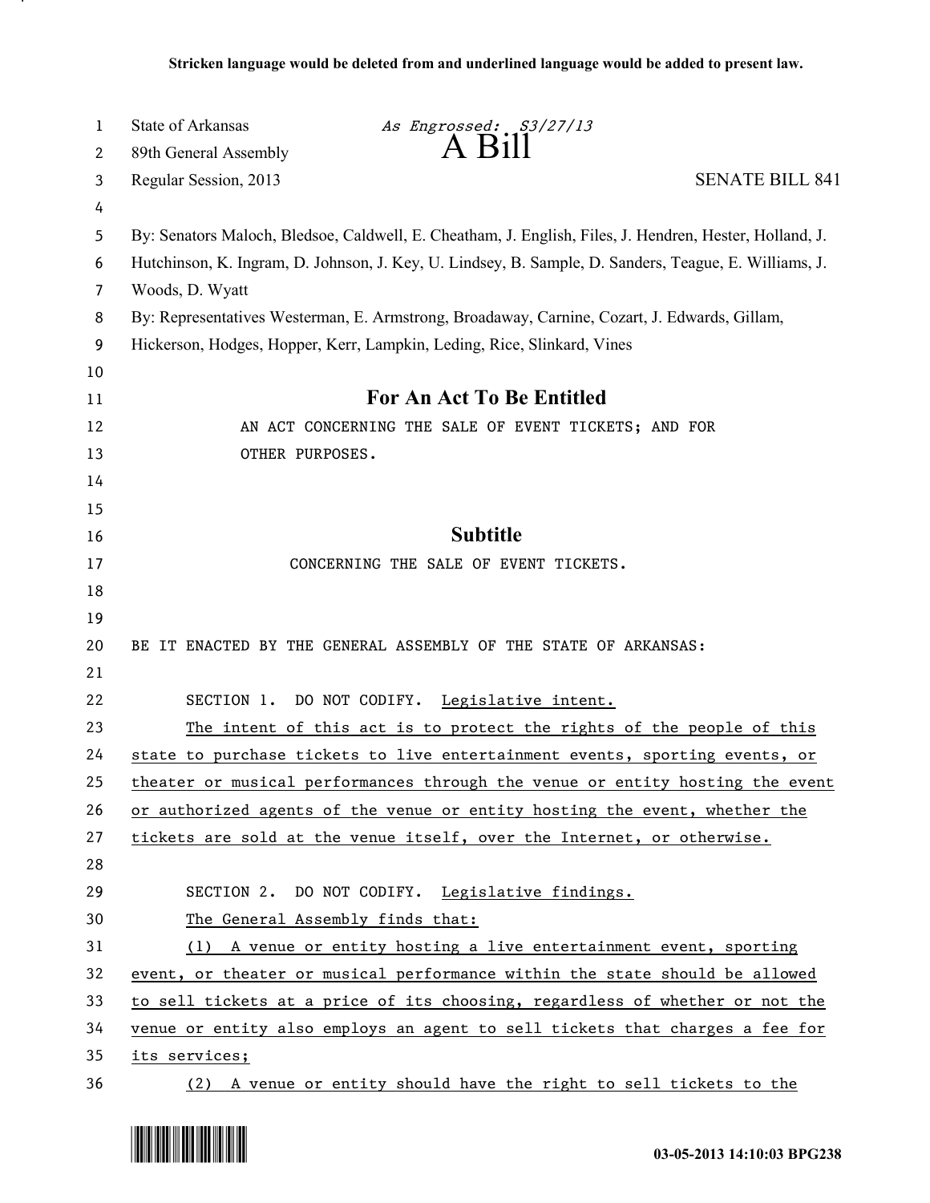**Stricken language would be deleted from and underlined language would be added to present law.**

State of Arkansas *As Engrossed: S3/27/13*
89th General Assembly
# A Bill
Regular Session, 2013 SENATE BILL 841

By: Senators Maloch, Bledsoe, Caldwell, E. Cheatham, J. English, Files, J. Hendren, Hester, Holland, J. Hutchinson, K. Ingram, D. Johnson, J. Key, U. Lindsey, B. Sample, D. Sanders, Teague, E. Williams, J. Woods, D. Wyatt
By: Representatives Westerman, E. Armstrong, Broadaway, Carnine, Cozart, J. Edwards, Gillam, Hickerson, Hodges, Hopper, Kerr, Lampkin, Leding, Rice, Slinkard, Vines

## For An Act To Be Entitled

AN ACT CONCERNING THE SALE OF EVENT TICKETS; AND FOR OTHER PURPOSES.

## Subtitle

CONCERNING THE SALE OF EVENT TICKETS.

BE IT ENACTED BY THE GENERAL ASSEMBLY OF THE STATE OF ARKANSAS:

SECTION 1. DO NOT CODIFY. Legislative intent.

The intent of this act is to protect the rights of the people of this state to purchase tickets to live entertainment events, sporting events, or theater or musical performances through the venue or entity hosting the event or authorized agents of the venue or entity hosting the event, whether the tickets are sold at the venue itself, over the Internet, or otherwise.

SECTION 2. DO NOT CODIFY. Legislative findings.

The General Assembly finds that:

(1) A venue or entity hosting a live entertainment event, sporting event, or theater or musical performance within the state should be allowed to sell tickets at a price of its choosing, regardless of whether or not the venue or entity also employs an agent to sell tickets that charges a fee for its services;

(2) A venue or entity should have the right to sell tickets to the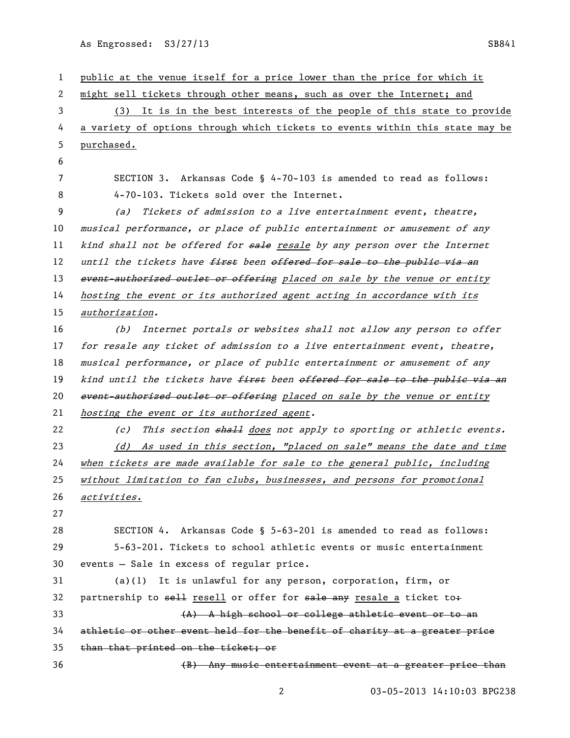public at the venue itself for a price lower than the price for which it might sell tickets through other means, such as over the Internet; and

(3) It is in the best interests of the people of this state to provide a variety of options through which tickets to events within this state may be purchased.

SECTION 3. Arkansas Code § 4-70-103 is amended to read as follows:

4-70-103. Tickets sold over the Internet.

*(a) Tickets of admission to a live entertainment event, theatre, musical performance, or place of public entertainment or amusement of any kind shall not be offered for ~~sale~~ resale by any person over the Internet until the tickets have ~~first~~ been ~~offered for sale to the public via an event-authorized outlet or offering~~ placed on sale by the venue or entity hosting the event or its authorized agent acting in accordance with its authorization.*

*(b) Internet portals or websites shall not allow any person to offer for resale any ticket of admission to a live entertainment event, theatre, musical performance, or place of public entertainment or amusement of any kind until the tickets have ~~first~~ been ~~offered for sale to the public via an event-authorized outlet or offering~~ placed on sale by the venue or entity hosting the event or its authorized agent.*

*(c) This section ~~shall~~ does not apply to sporting or athletic events.*

*(d) As used in this section, "placed on sale" means the date and time when tickets are made available for sale to the general public, including without limitation to fan clubs, businesses, and persons for promotional activities.*

SECTION 4. Arkansas Code § 5-63-201 is amended to read as follows:

5-63-201. Tickets to school athletic events or music entertainment events — Sale in excess of regular price.

(a)(1) It is unlawful for any person, corporation, firm, or partnership to ~~sell~~ resell or offer for ~~sale any~~ resale a ticket to~~:~~

~~(A) A high school or college athletic event or to an athletic or other event held for the benefit of charity at a greater price than that printed on the ticket; or~~

~~(B) Any music entertainment event at a greater price than~~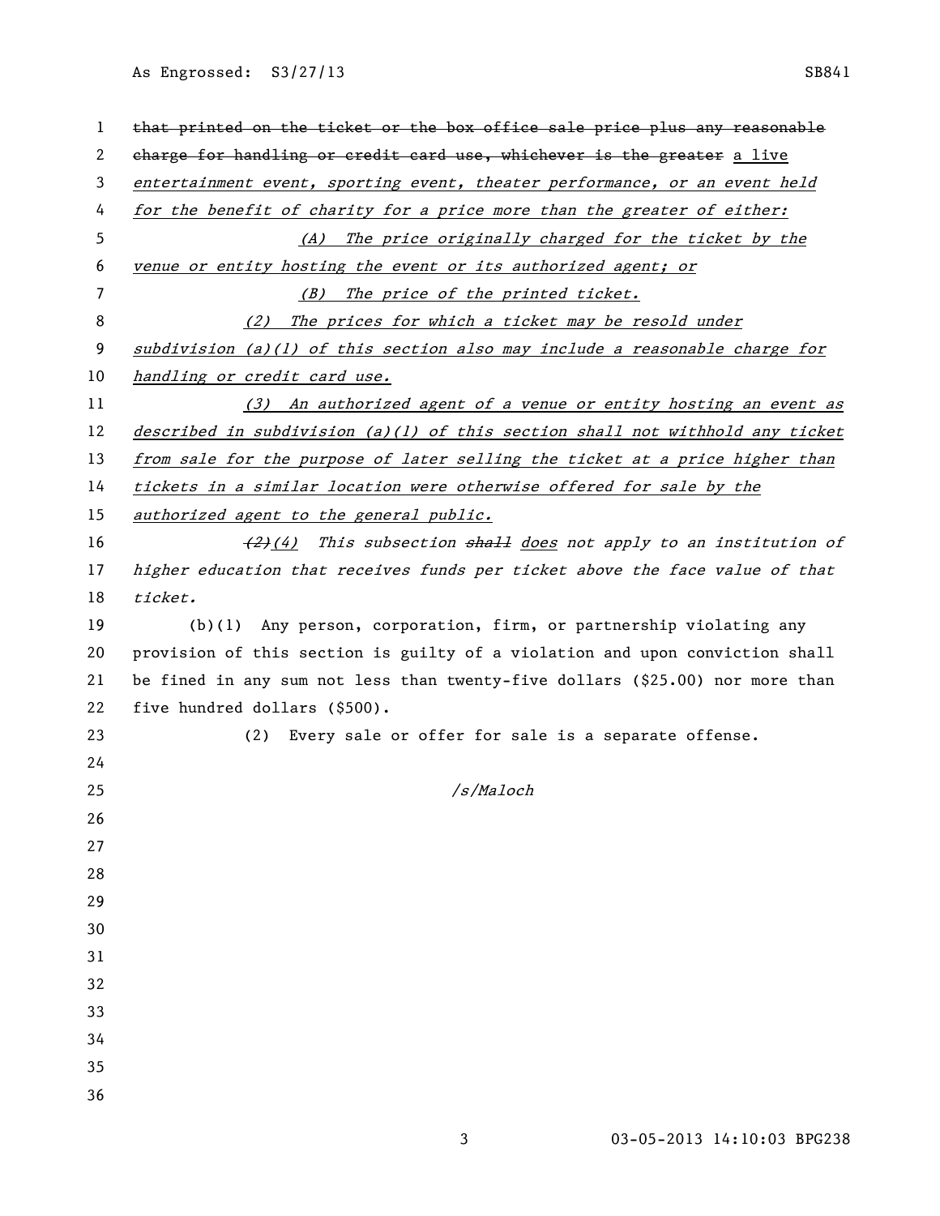~~that printed on the ticket or the box office sale price plus any reasonable charge for handling or credit card use, whichever is the greater~~ a live *entertainment event, sporting event, theater performance, or an event held for the benefit of charity for a price more than the greater of either:*

*(A) The price originally charged for the ticket by the venue or entity hosting the event or its authorized agent; or*

*(B) The price of the printed ticket.*

*(2) The prices for which a ticket may be resold under subdivision (a)(1) of this section also may include a reasonable charge for handling or credit card use.*

*(3) An authorized agent of a venue or entity hosting an event as described in subdivision (a)(1) of this section shall not withhold any ticket from sale for the purpose of later selling the ticket at a price higher than tickets in a similar location were otherwise offered for sale by the authorized agent to the general public.*

~~*(2)*~~*(4) This subsection* ~~*shall*~~ *does not apply to an institution of higher education that receives funds per ticket above the face value of that ticket.*

(b)(1) Any person, corporation, firm, or partnership violating any provision of this section is guilty of a violation and upon conviction shall be fined in any sum not less than twenty-five dollars ($25.00) nor more than five hundred dollars ($500).

(2) Every sale or offer for sale is a separate offense.

*/s/Maloch*